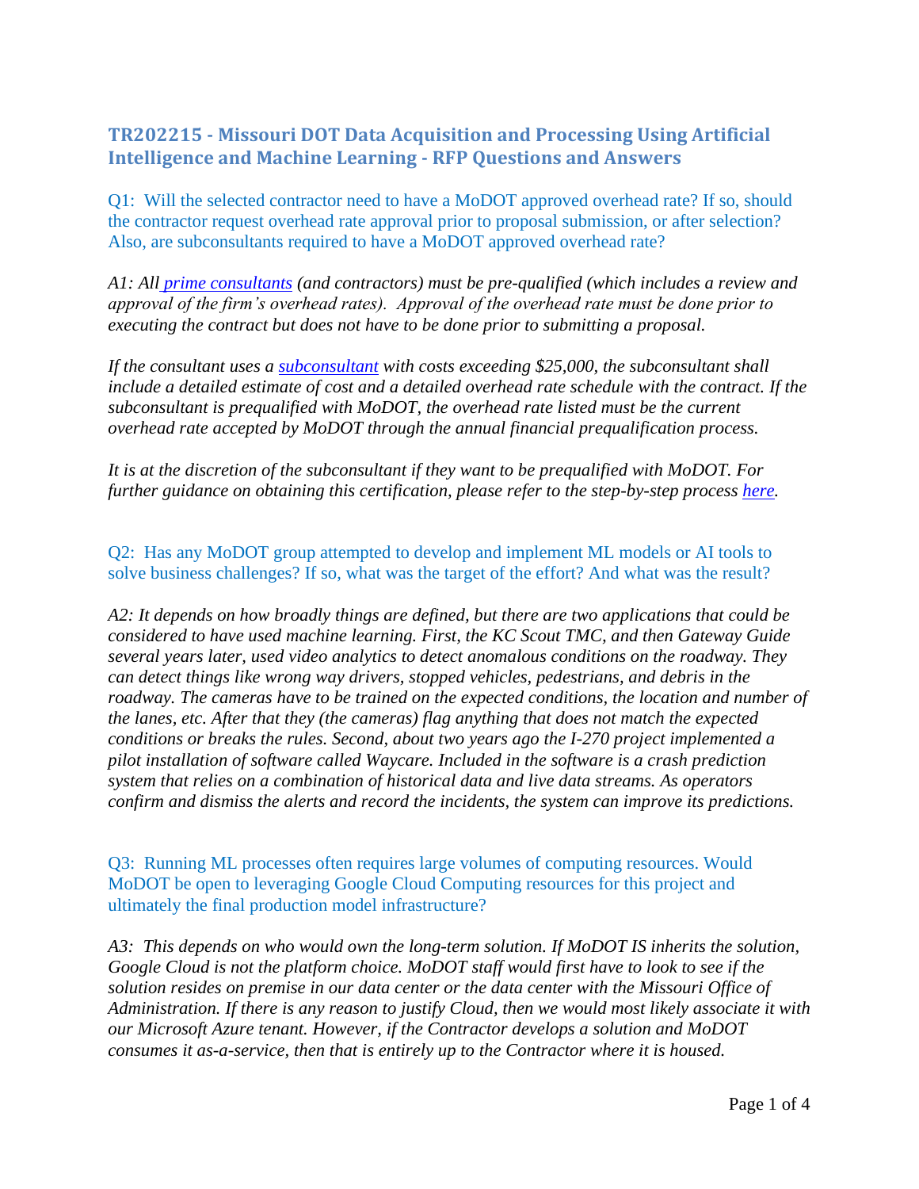# TR202215 - Missouri DOT Data Acquisition and Processing Using Artificial Intelligence and Machine Learning - RFP Questions and Answers

Q1: Will the selected contractor need to have a MoDOT approved overhead rate? If so, should the contractor request overhead rate approval prior to proposal submission, or after selection? Also, are subconsultants required to have a MoDOT approved overhead rate?

*A1: All prime consultants (and contractors) must be pre-qualified (which includes a review and approval of the firm's overhead rates). Approval of the overhead rate must be done prior to executing the contract but does not have to be done prior to submitting a proposal.*

*If the consultant uses a subconsultant with costs exceeding $25,000, the subconsultant shall include a detailed estimate of cost and a detailed overhead rate schedule with the contract. If the subconsultant is prequalified with MoDOT, the overhead rate listed must be the current overhead rate accepted by MoDOT through the annual financial prequalification process.*

*It is at the discretion of the subconsultant if they want to be prequalified with MoDOT. For further guidance on obtaining this certification, please refer to the step-by-step process here.*

Q2: Has any MoDOT group attempted to develop and implement ML models or AI tools to solve business challenges? If so, what was the target of the effort? And what was the result?

*A2: It depends on how broadly things are defined, but there are two applications that could be considered to have used machine learning. First, the KC Scout TMC, and then Gateway Guide several years later, used video analytics to detect anomalous conditions on the roadway. They can detect things like wrong way drivers, stopped vehicles, pedestrians, and debris in the roadway. The cameras have to be trained on the expected conditions, the location and number of the lanes, etc. After that they (the cameras) flag anything that does not match the expected conditions or breaks the rules. Second, about two years ago the I-270 project implemented a pilot installation of software called Waycare. Included in the software is a crash prediction system that relies on a combination of historical data and live data streams. As operators confirm and dismiss the alerts and record the incidents, the system can improve its predictions.*

Q3: Running ML processes often requires large volumes of computing resources. Would MoDOT be open to leveraging Google Cloud Computing resources for this project and ultimately the final production model infrastructure?

*A3: This depends on who would own the long-term solution. If MoDOT IS inherits the solution, Google Cloud is not the platform choice. MoDOT staff would first have to look to see if the solution resides on premise in our data center or the data center with the Missouri Office of Administration. If there is any reason to justify Cloud, then we would most likely associate it with our Microsoft Azure tenant. However, if the Contractor develops a solution and MoDOT consumes it as-a-service, then that is entirely up to the Contractor where it is housed.*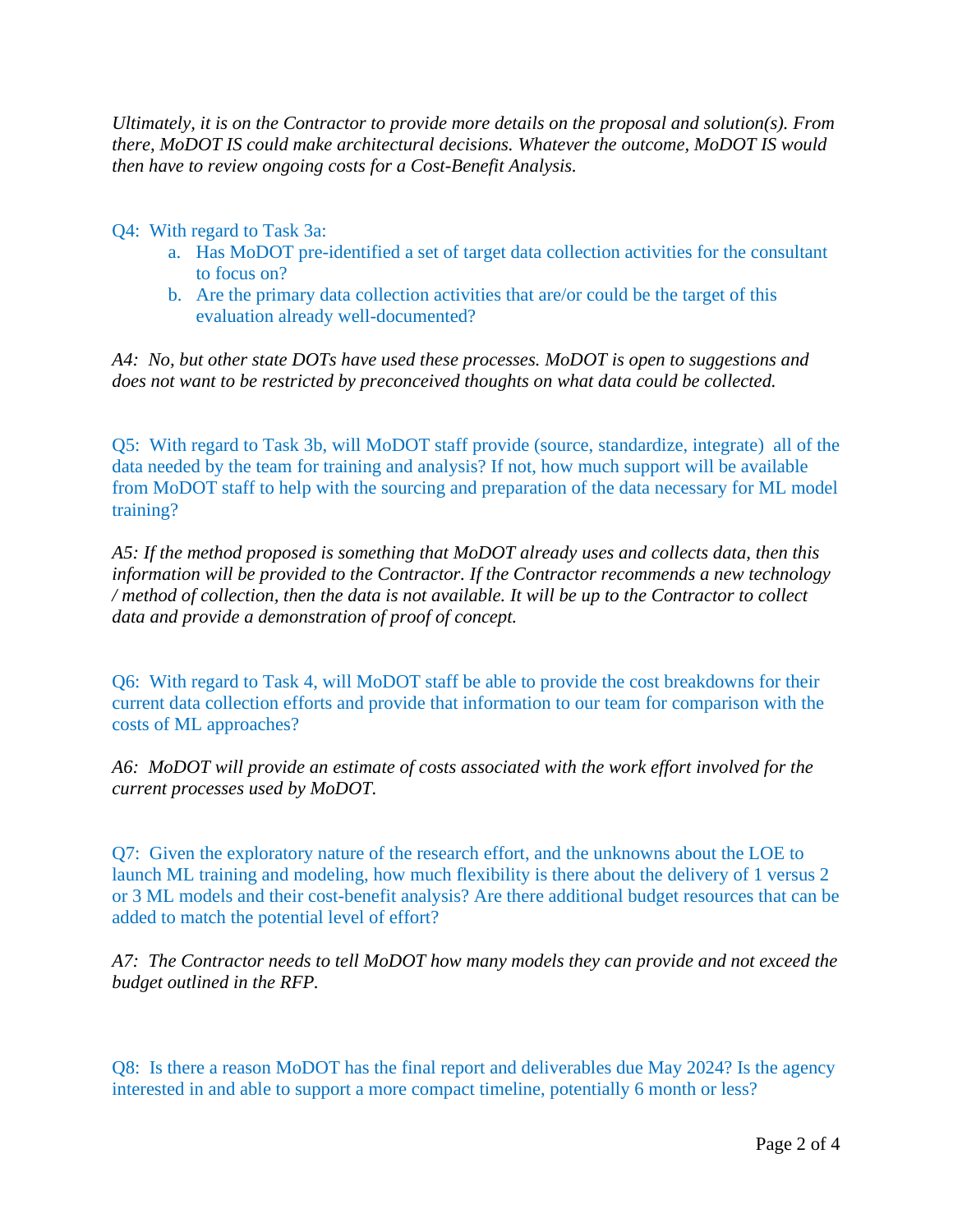*Ultimately, it is on the Contractor to provide more details on the proposal and solution(s). From there, MoDOT IS could make architectural decisions. Whatever the outcome, MoDOT IS would then have to review ongoing costs for a Cost-Benefit Analysis.*

Q4: With regard to Task 3a:

a. Has MoDOT pre-identified a set of target data collection activities for the consultant to focus on?
b. Are the primary data collection activities that are/or could be the target of this evaluation already well-documented?

*A4: No, but other state DOTs have used these processes. MoDOT is open to suggestions and does not want to be restricted by preconceived thoughts on what data could be collected.*

Q5: With regard to Task 3b, will MoDOT staff provide (source, standardize, integrate) all of the data needed by the team for training and analysis? If not, how much support will be available from MoDOT staff to help with the sourcing and preparation of the data necessary for ML model training?

*A5: If the method proposed is something that MoDOT already uses and collects data, then this information will be provided to the Contractor. If the Contractor recommends a new technology / method of collection, then the data is not available. It will be up to the Contractor to collect data and provide a demonstration of proof of concept.*

Q6: With regard to Task 4, will MoDOT staff be able to provide the cost breakdowns for their current data collection efforts and provide that information to our team for comparison with the costs of ML approaches?

*A6: MoDOT will provide an estimate of costs associated with the work effort involved for the current processes used by MoDOT.*

Q7: Given the exploratory nature of the research effort, and the unknowns about the LOE to launch ML training and modeling, how much flexibility is there about the delivery of 1 versus 2 or 3 ML models and their cost-benefit analysis? Are there additional budget resources that can be added to match the potential level of effort?

*A7: The Contractor needs to tell MoDOT how many models they can provide and not exceed the budget outlined in the RFP.*

Q8: Is there a reason MoDOT has the final report and deliverables due May 2024? Is the agency interested in and able to support a more compact timeline, potentially 6 month or less?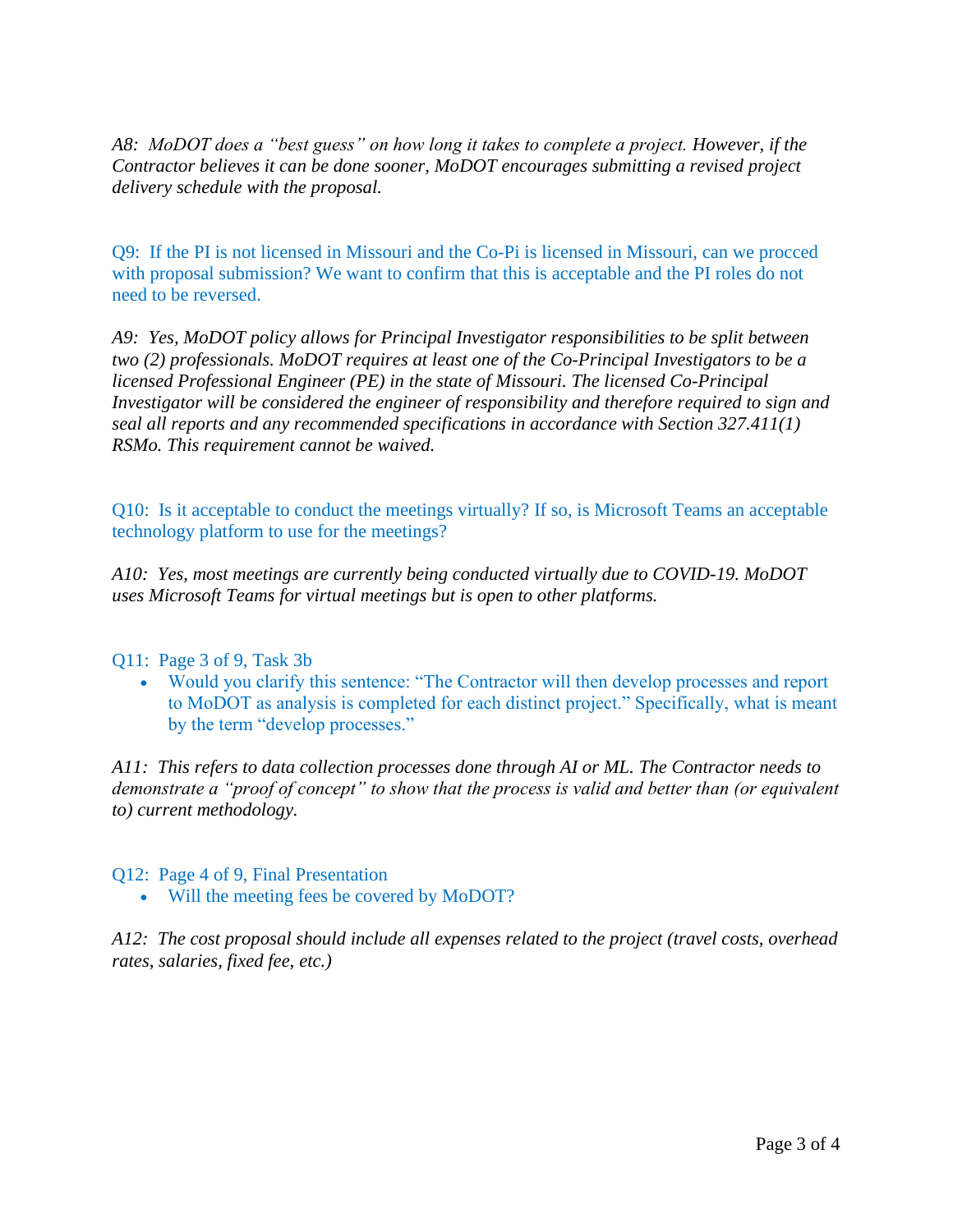*A8: MoDOT does a "best guess" on how long it takes to complete a project. However, if the Contractor believes it can be done sooner, MoDOT encourages submitting a revised project delivery schedule with the proposal.*

Q9: If the PI is not licensed in Missouri and the Co-Pi is licensed in Missouri, can we procced with proposal submission? We want to confirm that this is acceptable and the PI roles do not need to be reversed.

*A9: Yes, MoDOT policy allows for Principal Investigator responsibilities to be split between two (2) professionals. MoDOT requires at least one of the Co-Principal Investigators to be a licensed Professional Engineer (PE) in the state of Missouri. The licensed Co-Principal Investigator will be considered the engineer of responsibility and therefore required to sign and seal all reports and any recommended specifications in accordance with Section 327.411(1) RSMo. This requirement cannot be waived.*

Q10: Is it acceptable to conduct the meetings virtually? If so, is Microsoft Teams an acceptable technology platform to use for the meetings?

*A10: Yes, most meetings are currently being conducted virtually due to COVID-19. MoDOT uses Microsoft Teams for virtual meetings but is open to other platforms.*

Q11: Page 3 of 9, Task 3b

- Would you clarify this sentence: "The Contractor will then develop processes and report to MoDOT as analysis is completed for each distinct project." Specifically, what is meant by the term "develop processes."

*A11: This refers to data collection processes done through AI or ML. The Contractor needs to demonstrate a "proof of concept" to show that the process is valid and better than (or equivalent to) current methodology.*

Q12: Page 4 of 9, Final Presentation

- Will the meeting fees be covered by MoDOT?

*A12: The cost proposal should include all expenses related to the project (travel costs, overhead rates, salaries, fixed fee, etc.)*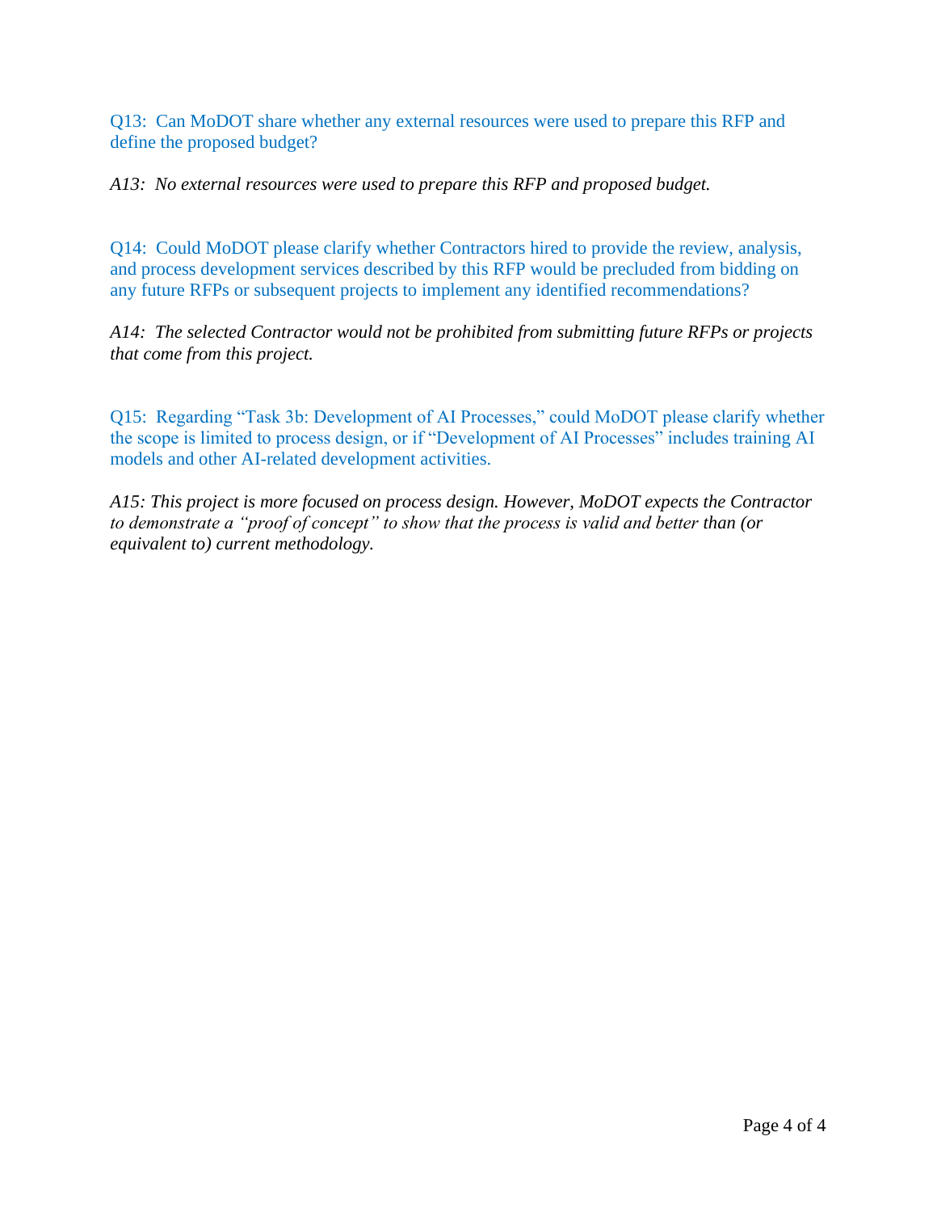Q13: Can MoDOT share whether any external resources were used to prepare this RFP and define the proposed budget?

*A13: No external resources were used to prepare this RFP and proposed budget.*

Q14: Could MoDOT please clarify whether Contractors hired to provide the review, analysis, and process development services described by this RFP would be precluded from bidding on any future RFPs or subsequent projects to implement any identified recommendations?

*A14: The selected Contractor would not be prohibited from submitting future RFPs or projects that come from this project.*

Q15: Regarding "Task 3b: Development of AI Processes," could MoDOT please clarify whether the scope is limited to process design, or if "Development of AI Processes" includes training AI models and other AI-related development activities.

*A15: This project is more focused on process design. However, MoDOT expects the Contractor to demonstrate a "proof of concept" to show that the process is valid and better than (or equivalent to) current methodology.*